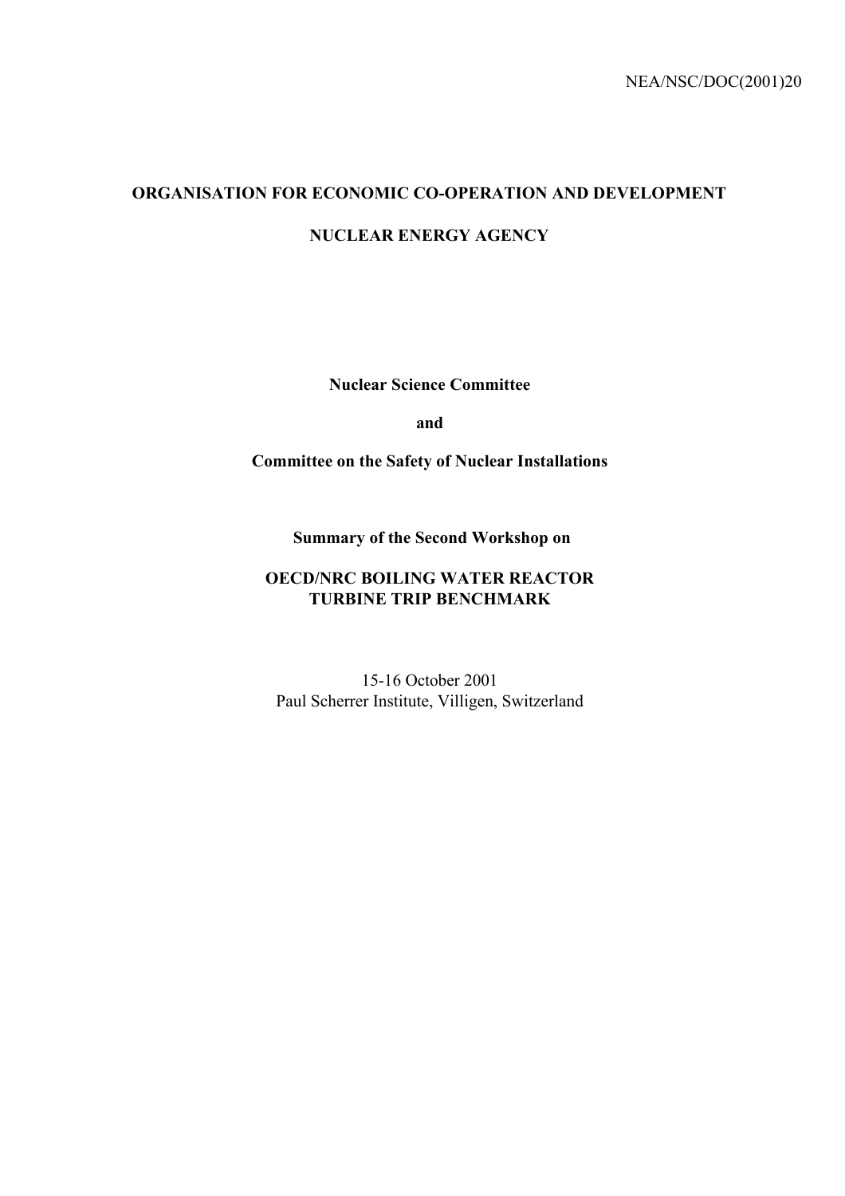NEA/NSC/DOC(2001)20

**ORGANISATION FOR ECONOMIC CO-OPERATION AND DEVELOPMENT**

**NUCLEAR ENERGY AGENCY**

**Nuclear Science Committee**

**and**

**Committee on the Safety of Nuclear Installations**

**Summary of the Second Workshop on**

**OECD/NRC BOILING WATER REACTOR TURBINE TRIP BENCHMARK**

15-16 October 2001
Paul Scherrer Institute, Villigen, Switzerland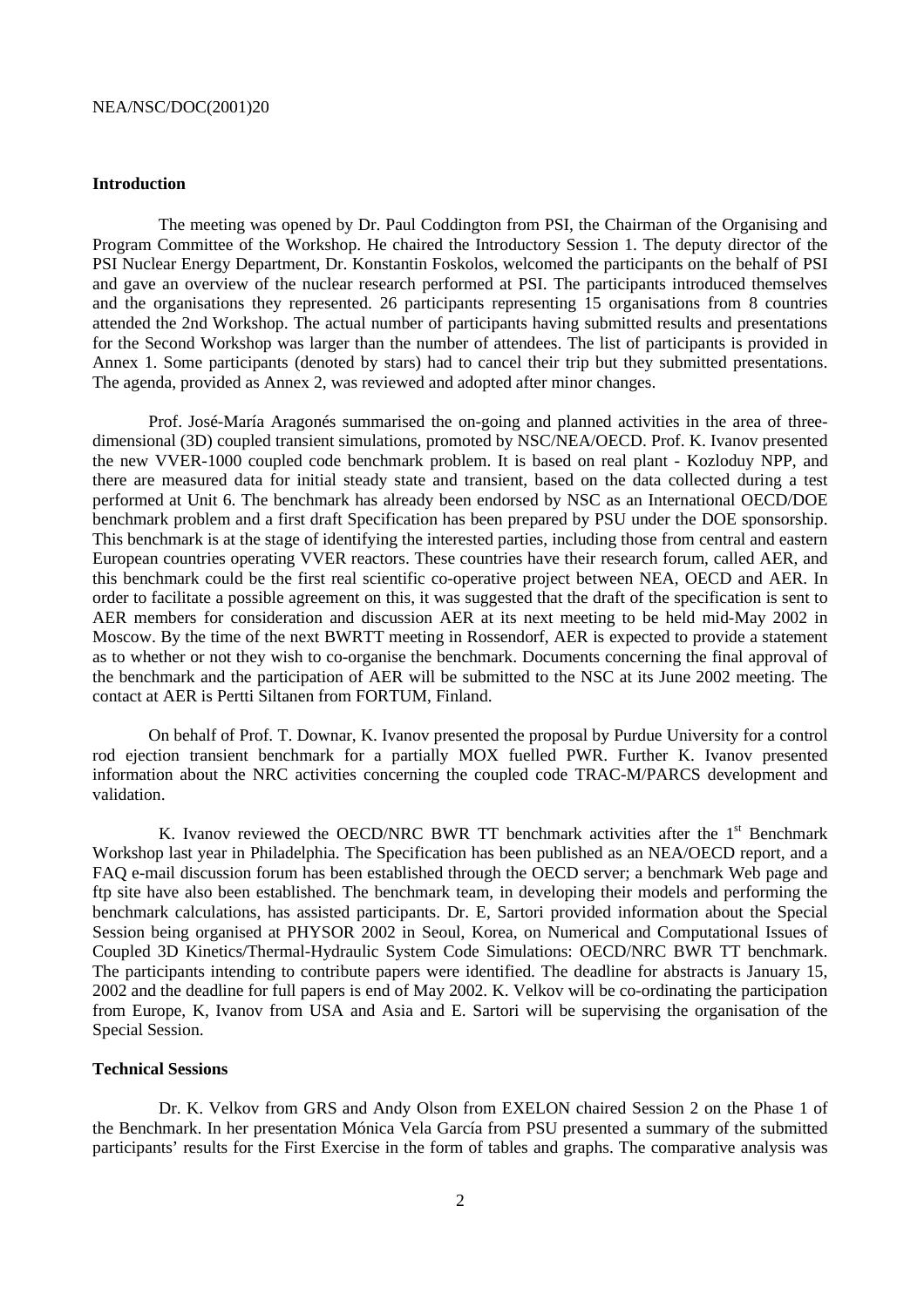## Introduction

The meeting was opened by Dr. Paul Coddington from PSI, the Chairman of the Organising and Program Committee of the Workshop. He chaired the Introductory Session 1. The deputy director of the PSI Nuclear Energy Department, Dr. Konstantin Foskolos, welcomed the participants on the behalf of PSI and gave an overview of the nuclear research performed at PSI. The participants introduced themselves and the organisations they represented. 26 participants representing 15 organisations from 8 countries attended the 2nd Workshop. The actual number of participants having submitted results and presentations for the Second Workshop was larger than the number of attendees. The list of participants is provided in Annex 1. Some participants (denoted by stars) had to cancel their trip but they submitted presentations. The agenda, provided as Annex 2, was reviewed and adopted after minor changes.

Prof. José-María Aragonés summarised the on-going and planned activities in the area of three-dimensional (3D) coupled transient simulations, promoted by NSC/NEA/OECD. Prof. K. Ivanov presented the new VVER-1000 coupled code benchmark problem. It is based on real plant - Kozloduy NPP, and there are measured data for initial steady state and transient, based on the data collected during a test performed at Unit 6. The benchmark has already been endorsed by NSC as an International OECD/DOE benchmark problem and a first draft Specification has been prepared by PSU under the DOE sponsorship. This benchmark is at the stage of identifying the interested parties, including those from central and eastern European countries operating VVER reactors. These countries have their research forum, called AER, and this benchmark could be the first real scientific co-operative project between NEA, OECD and AER. In order to facilitate a possible agreement on this, it was suggested that the draft of the specification is sent to AER members for consideration and discussion AER at its next meeting to be held mid-May 2002 in Moscow. By the time of the next BWRTT meeting in Rossendorf, AER is expected to provide a statement as to whether or not they wish to co-organise the benchmark. Documents concerning the final approval of the benchmark and the participation of AER will be submitted to the NSC at its June 2002 meeting. The contact at AER is Pertti Siltanen from FORTUM, Finland.

On behalf of Prof. T. Downar, K. Ivanov presented the proposal by Purdue University for a control rod ejection transient benchmark for a partially MOX fuelled PWR. Further K. Ivanov presented information about the NRC activities concerning the coupled code TRAC-M/PARCS development and validation.

K. Ivanov reviewed the OECD/NRC BWR TT benchmark activities after the 1st Benchmark Workshop last year in Philadelphia. The Specification has been published as an NEA/OECD report, and a FAQ e-mail discussion forum has been established through the OECD server; a benchmark Web page and ftp site have also been established. The benchmark team, in developing their models and performing the benchmark calculations, has assisted participants. Dr. E, Sartori provided information about the Special Session being organised at PHYSOR 2002 in Seoul, Korea, on Numerical and Computational Issues of Coupled 3D Kinetics/Thermal-Hydraulic System Code Simulations: OECD/NRC BWR TT benchmark. The participants intending to contribute papers were identified. The deadline for abstracts is January 15, 2002 and the deadline for full papers is end of May 2002. K. Velkov will be co-ordinating the participation from Europe, K, Ivanov from USA and Asia and E. Sartori will be supervising the organisation of the Special Session.

## Technical Sessions

Dr. K. Velkov from GRS and Andy Olson from EXELON chaired Session 2 on the Phase 1 of the Benchmark. In her presentation Mónica Vela García from PSU presented a summary of the submitted participants' results for the First Exercise in the form of tables and graphs. The comparative analysis was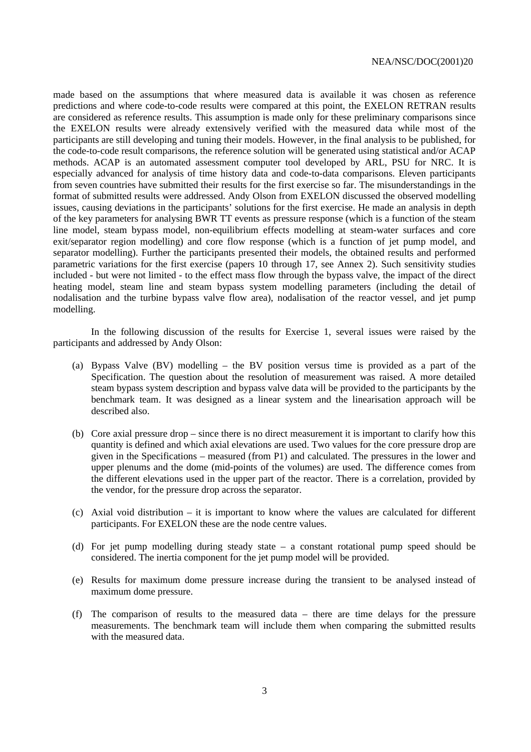made based on the assumptions that where measured data is available it was chosen as reference predictions and where code-to-code results were compared at this point, the EXELON RETRAN results are considered as reference results. This assumption is made only for these preliminary comparisons since the EXELON results were already extensively verified with the measured data while most of the participants are still developing and tuning their models. However, in the final analysis to be published, for the code-to-code result comparisons, the reference solution will be generated using statistical and/or ACAP methods. ACAP is an automated assessment computer tool developed by ARL, PSU for NRC. It is especially advanced for analysis of time history data and code-to-data comparisons. Eleven participants from seven countries have submitted their results for the first exercise so far. The misunderstandings in the format of submitted results were addressed. Andy Olson from EXELON discussed the observed modelling issues, causing deviations in the participants' solutions for the first exercise. He made an analysis in depth of the key parameters for analysing BWR TT events as pressure response (which is a function of the steam line model, steam bypass model, non-equilibrium effects modelling at steam-water surfaces and core exit/separator region modelling) and core flow response (which is a function of jet pump model, and separator modelling). Further the participants presented their models, the obtained results and performed parametric variations for the first exercise (papers 10 through 17, see Annex 2). Such sensitivity studies included - but were not limited - to the effect mass flow through the bypass valve, the impact of the direct heating model, steam line and steam bypass system modelling parameters (including the detail of nodalisation and the turbine bypass valve flow area), nodalisation of the reactor vessel, and jet pump modelling.

In the following discussion of the results for Exercise 1, several issues were raised by the participants and addressed by Andy Olson:

(a) Bypass Valve (BV) modelling – the BV position versus time is provided as a part of the Specification. The question about the resolution of measurement was raised. A more detailed steam bypass system description and bypass valve data will be provided to the participants by the benchmark team. It was designed as a linear system and the linearisation approach will be described also.

(b) Core axial pressure drop – since there is no direct measurement it is important to clarify how this quantity is defined and which axial elevations are used. Two values for the core pressure drop are given in the Specifications – measured (from P1) and calculated. The pressures in the lower and upper plenums and the dome (mid-points of the volumes) are used. The difference comes from the different elevations used in the upper part of the reactor. There is a correlation, provided by the vendor, for the pressure drop across the separator.

(c) Axial void distribution – it is important to know where the values are calculated for different participants. For EXELON these are the node centre values.

(d) For jet pump modelling during steady state – a constant rotational pump speed should be considered. The inertia component for the jet pump model will be provided.

(e) Results for maximum dome pressure increase during the transient to be analysed instead of maximum dome pressure.

(f) The comparison of results to the measured data – there are time delays for the pressure measurements. The benchmark team will include them when comparing the submitted results with the measured data.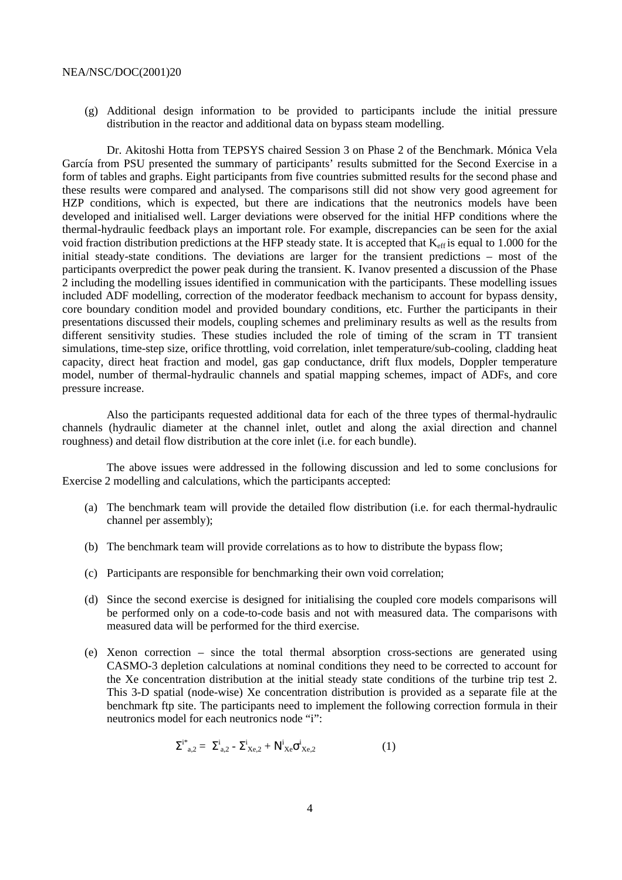(g) Additional design information to be provided to participants include the initial pressure distribution in the reactor and additional data on bypass steam modelling.

Dr. Akitoshi Hotta from TEPSYS chaired Session 3 on Phase 2 of the Benchmark. Mónica Vela García from PSU presented the summary of participants' results submitted for the Second Exercise in a form of tables and graphs. Eight participants from five countries submitted results for the second phase and these results were compared and analysed. The comparisons still did not show very good agreement for HZP conditions, which is expected, but there are indications that the neutronics models have been developed and initialised well. Larger deviations were observed for the initial HFP conditions where the thermal-hydraulic feedback plays an important role. For example, discrepancies can be seen for the axial void fraction distribution predictions at the HFP steady state. It is accepted that $K_{eff}$ is equal to 1.000 for the initial steady-state conditions. The deviations are larger for the transient predictions – most of the participants overpredict the power peak during the transient. K. Ivanov presented a discussion of the Phase 2 including the modelling issues identified in communication with the participants. These modelling issues included ADF modelling, correction of the moderator feedback mechanism to account for bypass density, core boundary condition model and provided boundary conditions, etc. Further the participants in their presentations discussed their models, coupling schemes and preliminary results as well as the results from different sensitivity studies. These studies included the role of timing of the scram in TT transient simulations, time-step size, orifice throttling, void correlation, inlet temperature/sub-cooling, cladding heat capacity, direct heat fraction and model, gas gap conductance, drift flux models, Doppler temperature model, number of thermal-hydraulic channels and spatial mapping schemes, impact of ADFs, and core pressure increase.

Also the participants requested additional data for each of the three types of thermal-hydraulic channels (hydraulic diameter at the channel inlet, outlet and along the axial direction and channel roughness) and detail flow distribution at the core inlet (i.e. for each bundle).

The above issues were addressed in the following discussion and led to some conclusions for Exercise 2 modelling and calculations, which the participants accepted:

(a) The benchmark team will provide the detailed flow distribution (i.e. for each thermal-hydraulic channel per assembly);

(b) The benchmark team will provide correlations as to how to distribute the bypass flow;

(c) Participants are responsible for benchmarking their own void correlation;

(d) Since the second exercise is designed for initialising the coupled core models comparisons will be performed only on a code-to-code basis and not with measured data. The comparisons with measured data will be performed for the third exercise.

(e) Xenon correction – since the total thermal absorption cross-sections are generated using CASMO-3 depletion calculations at nominal conditions they need to be corrected to account for the Xe concentration distribution at the initial steady state conditions of the turbine trip test 2. This 3-D spatial (node-wise) Xe concentration distribution is provided as a separate file at the benchmark ftp site. The participants need to implement the following correction formula in their neutronics model for each neutronics node "i":

$$\Sigma^{i*}_{a,2} = \Sigma^{i}_{a,2} - \Sigma^{i}_{Xe,2} + N^{i}_{Xe}\sigma^{i}_{Xe,2} \qquad (1)$$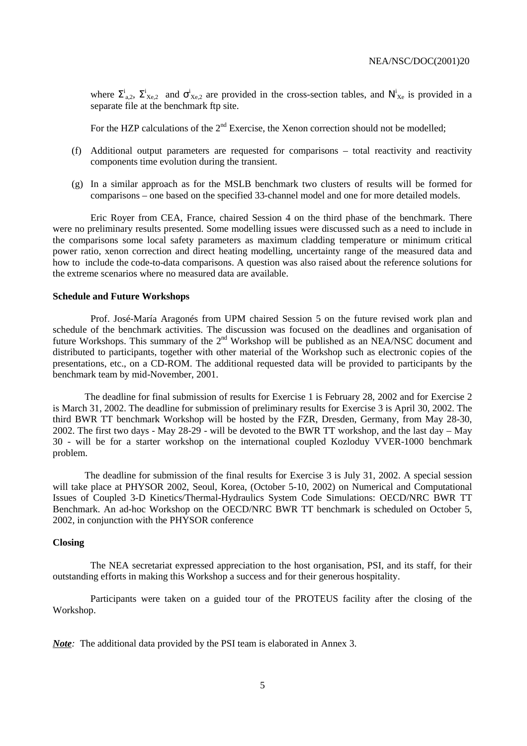where $\Sigma^{i}_{a,2}$, $\Sigma^{i}_{Xe,2}$ and $\sigma^{i}_{Xe,2}$ are provided in the cross-section tables, and $N^{i}_{Xe}$ is provided in a separate file at the benchmark ftp site.

For the HZP calculations of the 2nd Exercise, the Xenon correction should not be modelled;

(f) Additional output parameters are requested for comparisons – total reactivity and reactivity components time evolution during the transient.

(g) In a similar approach as for the MSLB benchmark two clusters of results will be formed for comparisons – one based on the specified 33-channel model and one for more detailed models.

Eric Royer from CEA, France, chaired Session 4 on the third phase of the benchmark. There were no preliminary results presented. Some modelling issues were discussed such as a need to include in the comparisons some local safety parameters as maximum cladding temperature or minimum critical power ratio, xenon correction and direct heating modelling, uncertainty range of the measured data and how to include the code-to-data comparisons. A question was also raised about the reference solutions for the extreme scenarios where no measured data are available.

**Schedule and Future Workshops**

Prof. José-María Aragonés from UPM chaired Session 5 on the future revised work plan and schedule of the benchmark activities. The discussion was focused on the deadlines and organisation of future Workshops. This summary of the 2nd Workshop will be published as an NEA/NSC document and distributed to participants, together with other material of the Workshop such as electronic copies of the presentations, etc., on a CD-ROM. The additional requested data will be provided to participants by the benchmark team by mid-November, 2001.

The deadline for final submission of results for Exercise 1 is February 28, 2002 and for Exercise 2 is March 31, 2002. The deadline for submission of preliminary results for Exercise 3 is April 30, 2002. The third BWR TT benchmark Workshop will be hosted by the FZR, Dresden, Germany, from May 28-30, 2002. The first two days - May 28-29 - will be devoted to the BWR TT workshop, and the last day – May 30 - will be for a starter workshop on the international coupled Kozloduy VVER-1000 benchmark problem.

The deadline for submission of the final results for Exercise 3 is July 31, 2002. A special session will take place at PHYSOR 2002, Seoul, Korea, (October 5-10, 2002) on Numerical and Computational Issues of Coupled 3-D Kinetics/Thermal-Hydraulics System Code Simulations: OECD/NRC BWR TT Benchmark. An ad-hoc Workshop on the OECD/NRC BWR TT benchmark is scheduled on October 5, 2002, in conjunction with the PHYSOR conference

**Closing**

The NEA secretariat expressed appreciation to the host organisation, PSI, and its staff, for their outstanding efforts in making this Workshop a success and for their generous hospitality.

Participants were taken on a guided tour of the PROTEUS facility after the closing of the Workshop.

***Note**:* The additional data provided by the PSI team is elaborated in Annex 3.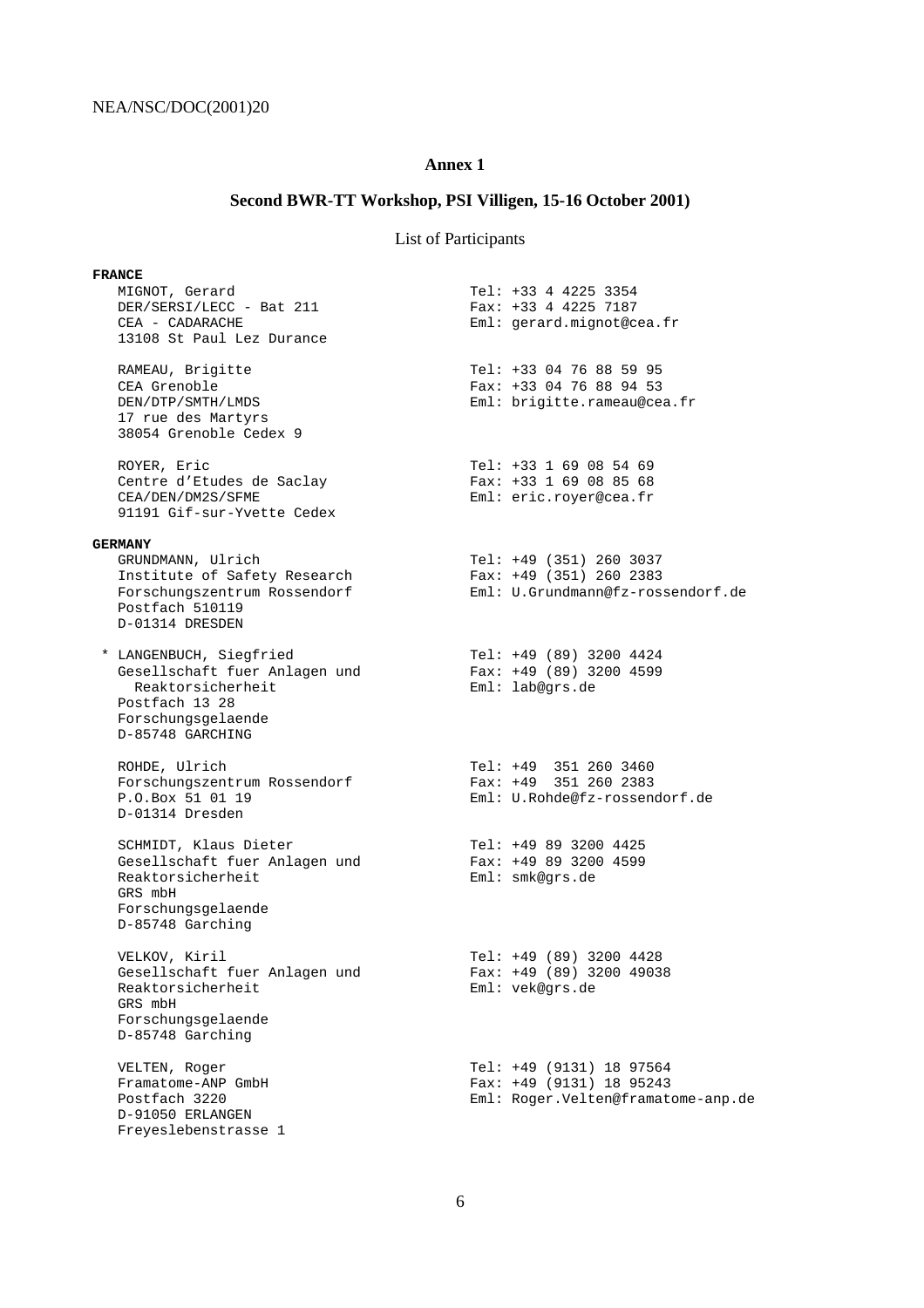## Annex 1

### Second BWR-TT Workshop, PSI Villigen, 15-16 October 2001)

List of Participants

**FRANCE**

MIGNOT, Gerard
DER/SERSI/LECC - Bat 211
CEA - CADARACHE
13108 St Paul Lez Durance
Tel: +33 4 4225 3354
Fax: +33 4 4225 7187
Eml: gerard.mignot@cea.fr

RAMEAU, Brigitte
CEA Grenoble
DEN/DTP/SMTH/LMDS
17 rue des Martyrs
38054 Grenoble Cedex 9
Tel: +33 04 76 88 59 95
Fax: +33 04 76 88 94 53
Eml: brigitte.rameau@cea.fr

ROYER, Eric
Centre d'Etudes de Saclay
CEA/DEN/DM2S/SFME
91191 Gif-sur-Yvette Cedex
Tel: +33 1 69 08 54 69
Fax: +33 1 69 08 85 68
Eml: eric.royer@cea.fr

**GERMANY**

GRUNDMANN, Ulrich
Institute of Safety Research
Forschungszentrum Rossendorf
Postfach 510119
D-01314 DRESDEN
Tel: +49 (351) 260 3037
Fax: +49 (351) 260 2383
Eml: U.Grundmann@fz-rossendorf.de

* LANGENBUCH, Siegfried
Gesellschaft fuer Anlagen und Reaktorsicherheit
Postfach 13 28
Forschungsgelaende
D-85748 GARCHING
Tel: +49 (89) 3200 4424
Fax: +49 (89) 3200 4599
Eml: lab@grs.de

ROHDE, Ulrich
Forschungszentrum Rossendorf
P.O.Box 51 01 19
D-01314 Dresden
Tel: +49 351 260 3460
Fax: +49 351 260 2383
Eml: U.Rohde@fz-rossendorf.de

SCHMIDT, Klaus Dieter
Gesellschaft fuer Anlagen und Reaktorsicherheit
GRS mbH
Forschungsgelaende
D-85748 Garching
Tel: +49 89 3200 4425
Fax: +49 89 3200 4599
Eml: smk@grs.de

VELKOV, Kiril
Gesellschaft fuer Anlagen und Reaktorsicherheit
GRS mbH
Forschungsgelaende
D-85748 Garching
Tel: +49 (89) 3200 4428
Fax: +49 (89) 3200 49038
Eml: vek@grs.de

VELTEN, Roger
Framatome-ANP GmbH
Postfach 3220
D-91050 ERLANGEN
Freyeslebenstrasse 1
Tel: +49 (9131) 18 97564
Fax: +49 (9131) 18 95243
Eml: Roger.Velten@framatome-anp.de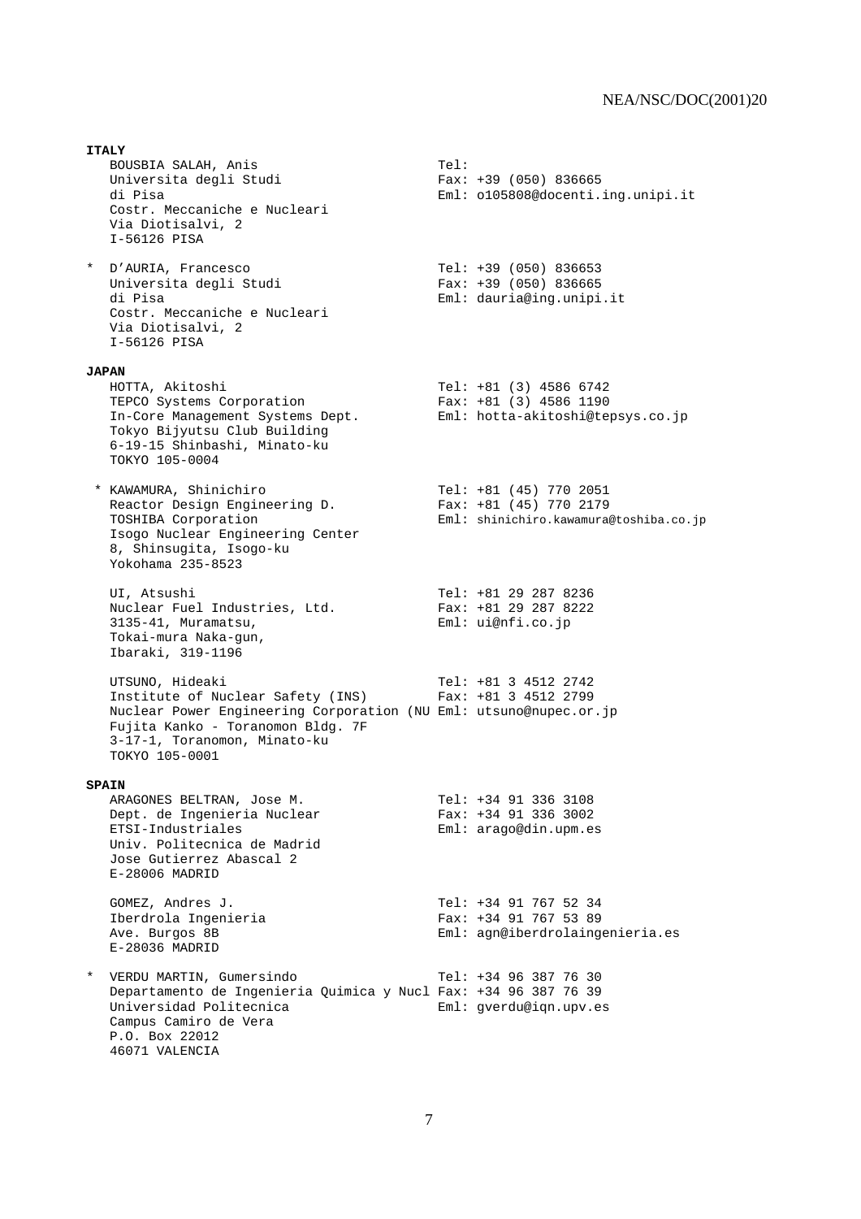**ITALY**

BOUSBIA SALAH, Anis
Universita degli Studi
di Pisa
Costr. Meccaniche e Nucleari
Via Diotisalvi, 2
I-56126 PISA

Tel:
Fax: +39 (050) 836665
Eml: o105808@docenti.ing.unipi.it

\* D'AURIA, Francesco
Universita degli Studi
di Pisa
Costr. Meccaniche e Nucleari
Via Diotisalvi, 2
I-56126 PISA

Tel: +39 (050) 836653
Fax: +39 (050) 836665
Eml: dauria@ing.unipi.it

**JAPAN**

HOTTA, Akitoshi
TEPCO Systems Corporation
In-Core Management Systems Dept.
Tokyo Bijyutsu Club Building
6-19-15 Shinbashi, Minato-ku
TOKYO 105-0004

Tel: +81 (3) 4586 6742
Fax: +81 (3) 4586 1190
Eml: hotta-akitoshi@tepsys.co.jp

\* KAWAMURA, Shinichiro
Reactor Design Engineering D.
TOSHIBA Corporation
Isogo Nuclear Engineering Center
8, Shinsugita, Isogo-ku
Yokohama 235-8523

Tel: +81 (45) 770 2051
Fax: +81 (45) 770 2179
Eml: shinichiro.kawamura@toshiba.co.jp

UI, Atsushi
Nuclear Fuel Industries, Ltd.
3135-41, Muramatsu,
Tokai-mura Naka-gun,
Ibaraki, 319-1196

Tel: +81 29 287 8236
Fax: +81 29 287 8222
Eml: ui@nfi.co.jp

UTSUNO, Hideaki
Institute of Nuclear Safety (INS)
Nuclear Power Engineering Corporation (NU
Fujita Kanko - Toranomon Bldg. 7F
3-17-1, Toranomon, Minato-ku
TOKYO 105-0001

Tel: +81 3 4512 2742
Fax: +81 3 4512 2799
Eml: utsuno@nupec.or.jp

**SPAIN**

ARAGONES BELTRAN, Jose M.
Dept. de Ingenieria Nuclear
ETSI-Industriales
Univ. Politecnica de Madrid
Jose Gutierrez Abascal 2
E-28006 MADRID

Tel: +34 91 336 3108
Fax: +34 91 336 3002
Eml: arago@din.upm.es

GOMEZ, Andres J.
Iberdrola Ingenieria
Ave. Burgos 8B
E-28036 MADRID

Tel: +34 91 767 52 34
Fax: +34 91 767 53 89
Eml: agn@iberdrolaingenieria.es

\* VERDU MARTIN, Gumersindo
Departamento de Ingenieria Quimica y Nucl
Universidad Politecnica
Campus Camiro de Vera
P.O. Box 22012
46071 VALENCIA

Tel: +34 96 387 76 30
Fax: +34 96 387 76 39
Eml: gverdu@iqn.upv.es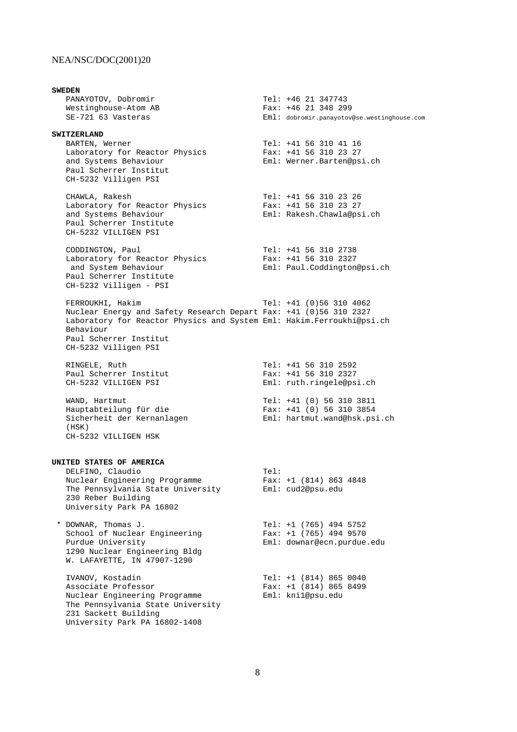**SWEDEN**

PANAYOTOV, Dobromir
Westinghouse-Atom AB
SE-721 63 Vasteras
Tel: +46 21 347743
Fax: +46 21 348 299
Eml: dobromir.panayotov@se.westinghouse.com

**SWITZERLAND**

BARTEN, Werner
Laboratory for Reactor Physics and Systems Behaviour
Paul Scherrer Institut
CH-5232 Villigen PSI
Tel: +41 56 310 41 16
Fax: +41 56 310 23 27
Eml: Werner.Barten@psi.ch

CHAWLA, Rakesh
Laboratory for Reactor Physics and Systems Behaviour
Paul Scherrer Institute
CH-5232 VILLIGEN PSI
Tel: +41 56 310 23 26
Fax: +41 56 310 23 27
Eml: Rakesh.Chawla@psi.ch

CODDINGTON, Paul
Laboratory for Reactor Physics and System Behaviour
Paul Scherrer Institute
CH-5232 Villigen - PSI
Tel: +41 56 310 2738
Fax: +41 56 310 2327
Eml: Paul.Coddington@psi.ch

FERROUKHI, Hakim
Nuclear Energy and Safety Research Depart
Laboratory for Reactor Physics and System Behaviour
Paul Scherrer Institut
CH-5232 Villigen PSI
Tel: +41 (0)56 310 4062
Fax: +41 (0)56 310 2327
Eml: Hakim.Ferroukhi@psi.ch

RINGELE, Ruth
Paul Scherrer Institut
CH-5232 VILLIGEN PSI
Tel: +41 56 310 2592
Fax: +41 56 310 2327
Eml: ruth.ringele@psi.ch

WAND, Hartmut
Hauptabteilung für die Sicherheit der Kernanlagen (HSK)
CH-5232 VILLIGEN HSK
Tel: +41 (0) 56 310 3811
Fax: +41 (0) 56 310 3854
Eml: hartmut.wand@hsk.psi.ch

**UNITED STATES OF AMERICA**

DELFINO, Claudio
Nuclear Engineering Programme
The Pennsylvania State University
230 Reber Building
University Park PA 16802
Tel:
Fax: +1 (814) 863 4848
Eml: cud2@psu.edu

* DOWNAR, Thomas J.
School of Nuclear Engineering
Purdue University
1290 Nuclear Engineering Bldg
W. LAFAYETTE, IN 47907-1290
Tel: +1 (765) 494 5752
Fax: +1 (765) 494 9570
Eml: downar@ecn.purdue.edu

IVANOV, Kostadin
Associate Professor
Nuclear Engineering Programme
The Pennsylvania State University
231 Sackett Building
University Park PA 16802-1408
Tel: +1 (814) 865 0040
Fax: +1 (814) 865 8499
Eml: kni1@psu.edu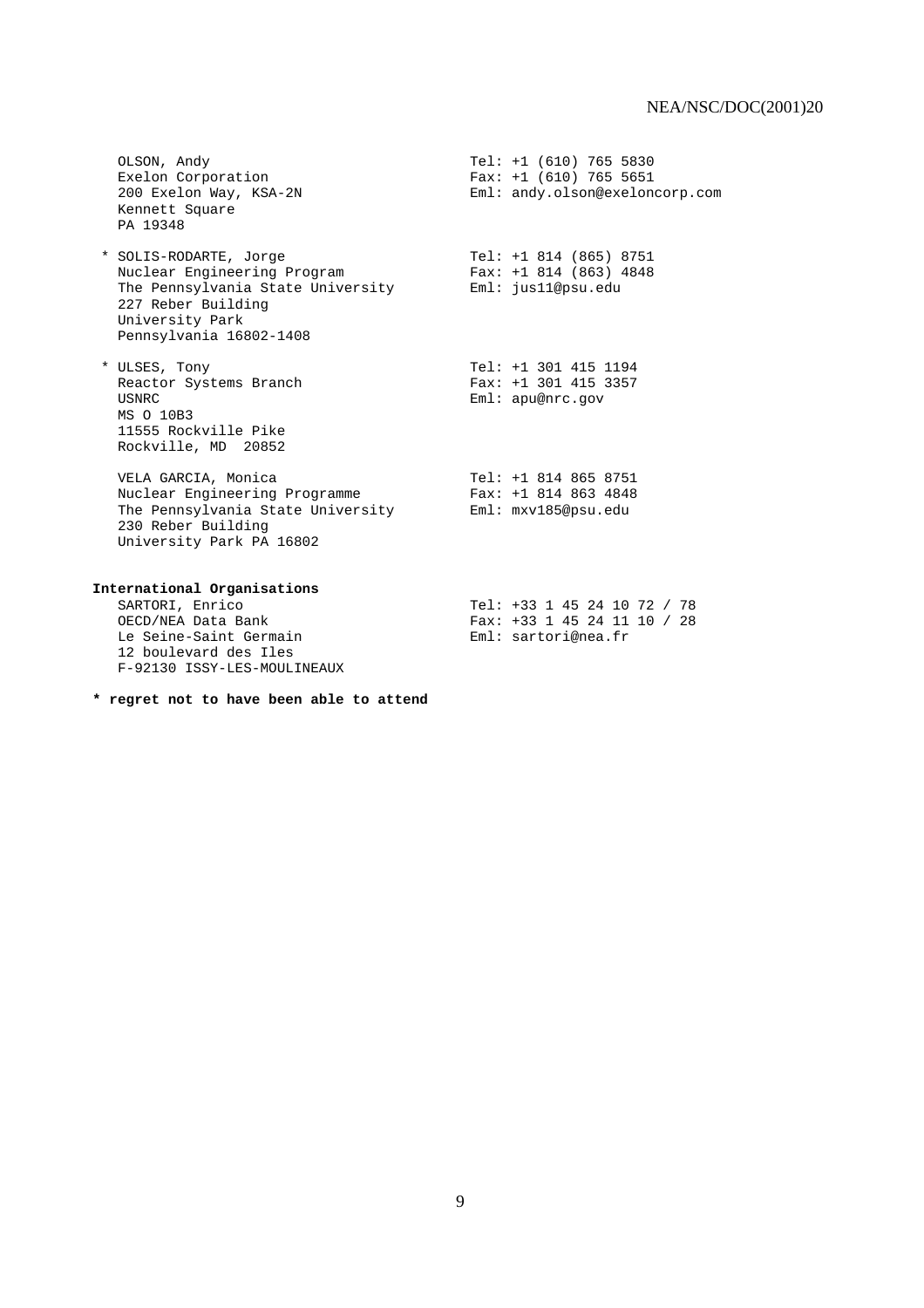OLSON, Andy
Exelon Corporation
200 Exelon Way, KSA-2N
Kennett Square
PA 19348

Tel: +1 (610) 765 5830
Fax: +1 (610) 765 5651
Eml: andy.olson@exeloncorp.com

* SOLIS-RODARTE, Jorge
Nuclear Engineering Program
The Pennsylvania State University
227 Reber Building
University Park
Pennsylvania 16802-1408

Tel: +1 814 (865) 8751
Fax: +1 814 (863) 4848
Eml: jus11@psu.edu

* ULSES, Tony
Reactor Systems Branch
USNRC
MS O 10B3
11555 Rockville Pike
Rockville, MD 20852

Tel: +1 301 415 1194
Fax: +1 301 415 3357
Eml: apu@nrc.gov

VELA GARCIA, Monica
Nuclear Engineering Programme
The Pennsylvania State University
230 Reber Building
University Park PA 16802

Tel: +1 814 865 8751
Fax: +1 814 863 4848
Eml: mxv185@psu.edu

**International Organisations**

SARTORI, Enrico
OECD/NEA Data Bank
Le Seine-Saint Germain
12 boulevard des Iles
F-92130 ISSY-LES-MOULINEAUX

Tel: +33 1 45 24 10 72 / 78
Fax: +33 1 45 24 11 10 / 28
Eml: sartori@nea.fr

**\* regret not to have been able to attend**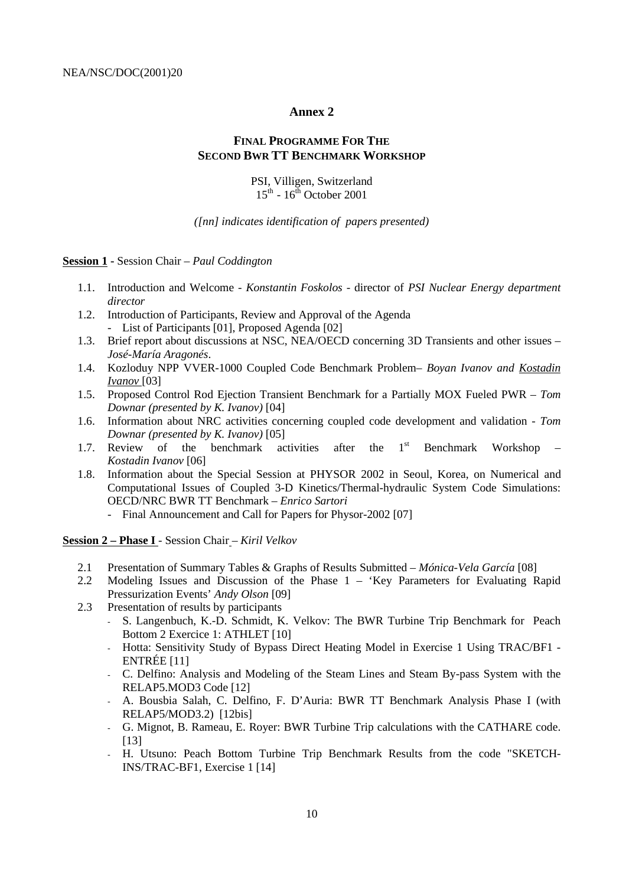## Annex 2

### FINAL PROGRAMME FOR THE SECOND BWR TT BENCHMARK WORKSHOP

PSI, Villigen, Switzerland
15th - 16th October 2001

*([nn] indicates identification of papers presented)*

**Session 1** - Session Chair – *Paul Coddington*

1.1. Introduction and Welcome - *Konstantin Foskolos* - director of *PSI Nuclear Energy department director*
1.2. Introduction of Participants, Review and Approval of the Agenda
   - List of Participants [01], Proposed Agenda [02]
1.3. Brief report about discussions at NSC, NEA/OECD concerning 3D Transients and other issues – *José-María Aragonés*.
1.4. Kozloduy NPP VVER-1000 Coupled Code Benchmark Problem– *Boyan Ivanov and Kostadin Ivanov* [03]
1.5. Proposed Control Rod Ejection Transient Benchmark for a Partially MOX Fueled PWR – *Tom Downar (presented by K. Ivanov)* [04]
1.6. Information about NRC activities concerning coupled code development and validation - *Tom Downar (presented by K. Ivanov)* [05]
1.7. Review of the benchmark activities after the 1st Benchmark Workshop – *Kostadin Ivanov* [06]
1.8. Information about the Special Session at PHYSOR 2002 in Seoul, Korea, on Numerical and Computational Issues of Coupled 3-D Kinetics/Thermal-hydraulic System Code Simulations: OECD/NRC BWR TT Benchmark – *Enrico Sartori*
   - Final Announcement and Call for Papers for Physor-2002 [07]

**Session 2 – Phase I** - Session Chair – *Kiril Velkov*

2.1 Presentation of Summary Tables & Graphs of Results Submitted – *Mónica-Vela García* [08]
2.2 Modeling Issues and Discussion of the Phase 1 – 'Key Parameters for Evaluating Rapid Pressurization Events' *Andy Olson* [09]
2.3 Presentation of results by participants
   - S. Langenbuch, K.-D. Schmidt, K. Velkov: The BWR Turbine Trip Benchmark for Peach Bottom 2 Exercice 1: ATHLET [10]
   - Hotta: Sensitivity Study of Bypass Direct Heating Model in Exercise 1 Using TRAC/BF1 - ENTRÉE [11]
   - C. Delfino: Analysis and Modeling of the Steam Lines and Steam By-pass System with the RELAP5.MOD3 Code [12]
   - A. Bousbia Salah, C. Delfino, F. D'Auria: BWR TT Benchmark Analysis Phase I (with RELAP5/MOD3.2) [12bis]
   - G. Mignot, B. Rameau, E. Royer: BWR Turbine Trip calculations with the CATHARE code. [13]
   - H. Utsuno: Peach Bottom Turbine Trip Benchmark Results from the code "SKETCH-INS/TRAC-BF1, Exercise 1 [14]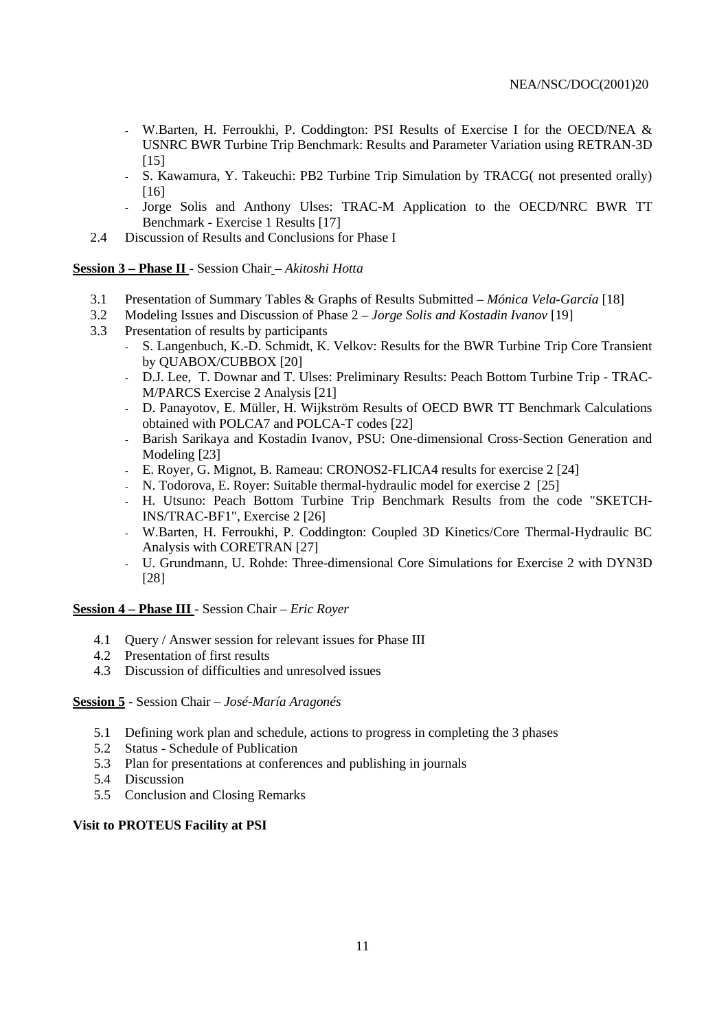- W.Barten, H. Ferroukhi, P. Coddington: PSI Results of Exercise I for the OECD/NEA & USNRC BWR Turbine Trip Benchmark: Results and Parameter Variation using RETRAN-3D [15]
- S. Kawamura, Y. Takeuchi: PB2 Turbine Trip Simulation by TRACG( not presented orally) [16]
- Jorge Solis and Anthony Ulses: TRAC-M Application to the OECD/NRC BWR TT Benchmark - Exercise 1 Results [17]

2.4 Discussion of Results and Conclusions for Phase I

**Session 3 – Phase II** - Session Chair – *Akitoshi Hotta*

3.1 Presentation of Summary Tables & Graphs of Results Submitted – *Mónica Vela-García* [18]
3.2 Modeling Issues and Discussion of Phase 2 – *Jorge Solis and Kostadin Ivanov* [19]
3.3 Presentation of results by participants

- S. Langenbuch, K.-D. Schmidt, K. Velkov: Results for the BWR Turbine Trip Core Transient by QUABOX/CUBBOX [20]
- D.J. Lee, T. Downar and T. Ulses: Preliminary Results: Peach Bottom Turbine Trip - TRAC-M/PARCS Exercise 2 Analysis [21]
- D. Panayotov, E. Müller, H. Wijkström Results of OECD BWR TT Benchmark Calculations obtained with POLCA7 and POLCA-T codes [22]
- Barish Sarikaya and Kostadin Ivanov, PSU: One-dimensional Cross-Section Generation and Modeling [23]
- E. Royer, G. Mignot, B. Rameau: CRONOS2-FLICA4 results for exercise 2 [24]
- N. Todorova, E. Royer: Suitable thermal-hydraulic model for exercise 2 [25]
- H. Utsuno: Peach Bottom Turbine Trip Benchmark Results from the code "SKETCH-INS/TRAC-BF1", Exercise 2 [26]
- W.Barten, H. Ferroukhi, P. Coddington: Coupled 3D Kinetics/Core Thermal-Hydraulic BC Analysis with CORETRAN [27]
- U. Grundmann, U. Rohde: Three-dimensional Core Simulations for Exercise 2 with DYN3D [28]

**Session 4 – Phase III** - Session Chair – *Eric Royer*

4.1 Query / Answer session for relevant issues for Phase III
4.2 Presentation of first results
4.3 Discussion of difficulties and unresolved issues

**Session 5** - Session Chair – *José-María Aragonés*

5.1 Defining work plan and schedule, actions to progress in completing the 3 phases
5.2 Status - Schedule of Publication
5.3 Plan for presentations at conferences and publishing in journals
5.4 Discussion
5.5 Conclusion and Closing Remarks

**Visit to PROTEUS Facility at PSI**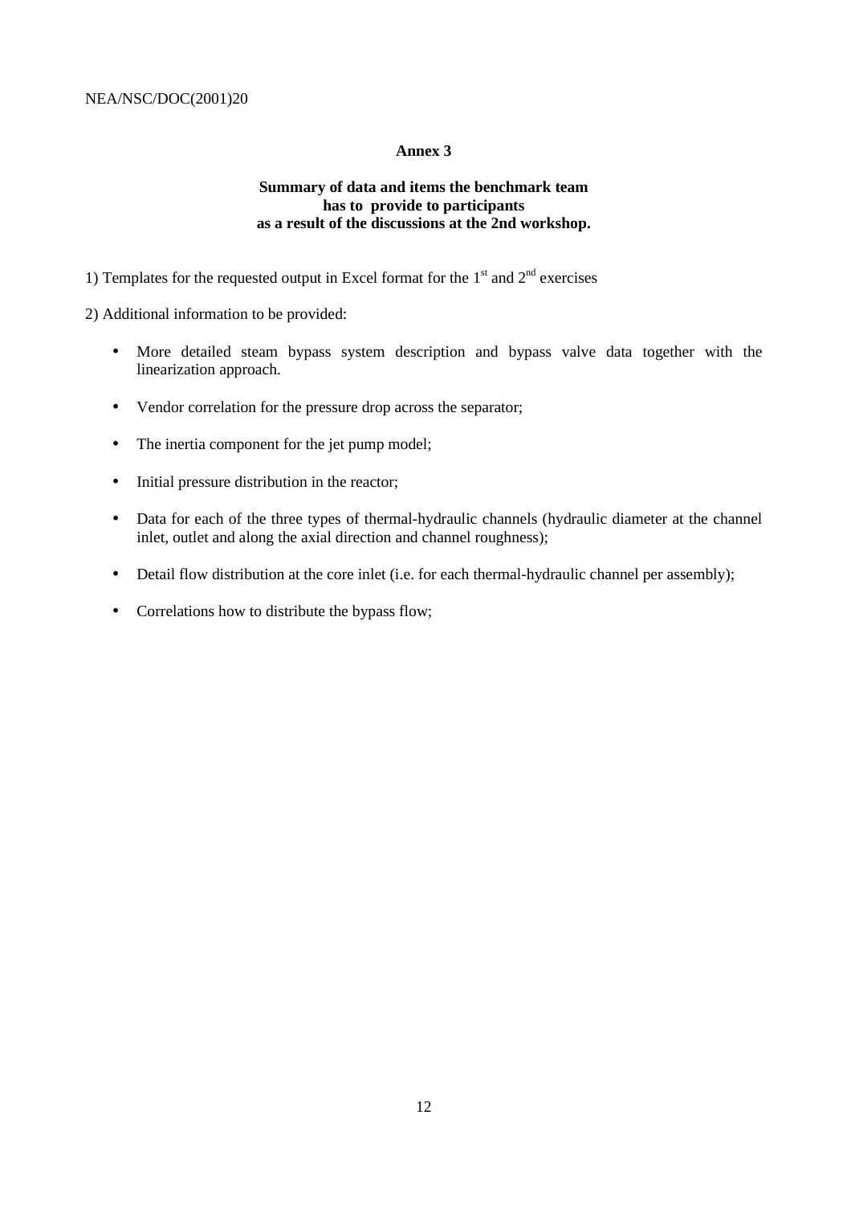## Annex 3

**Summary of data and items the benchmark team has to provide to participants as a result of the discussions at the 2nd workshop.**

1) Templates for the requested output in Excel format for the 1st and 2nd exercises

2) Additional information to be provided:

- More detailed steam bypass system description and bypass valve data together with the linearization approach.
- Vendor correlation for the pressure drop across the separator;
- The inertia component for the jet pump model;
- Initial pressure distribution in the reactor;
- Data for each of the three types of thermal-hydraulic channels (hydraulic diameter at the channel inlet, outlet and along the axial direction and channel roughness);
- Detail flow distribution at the core inlet (i.e. for each thermal-hydraulic channel per assembly);
- Correlations how to distribute the bypass flow;